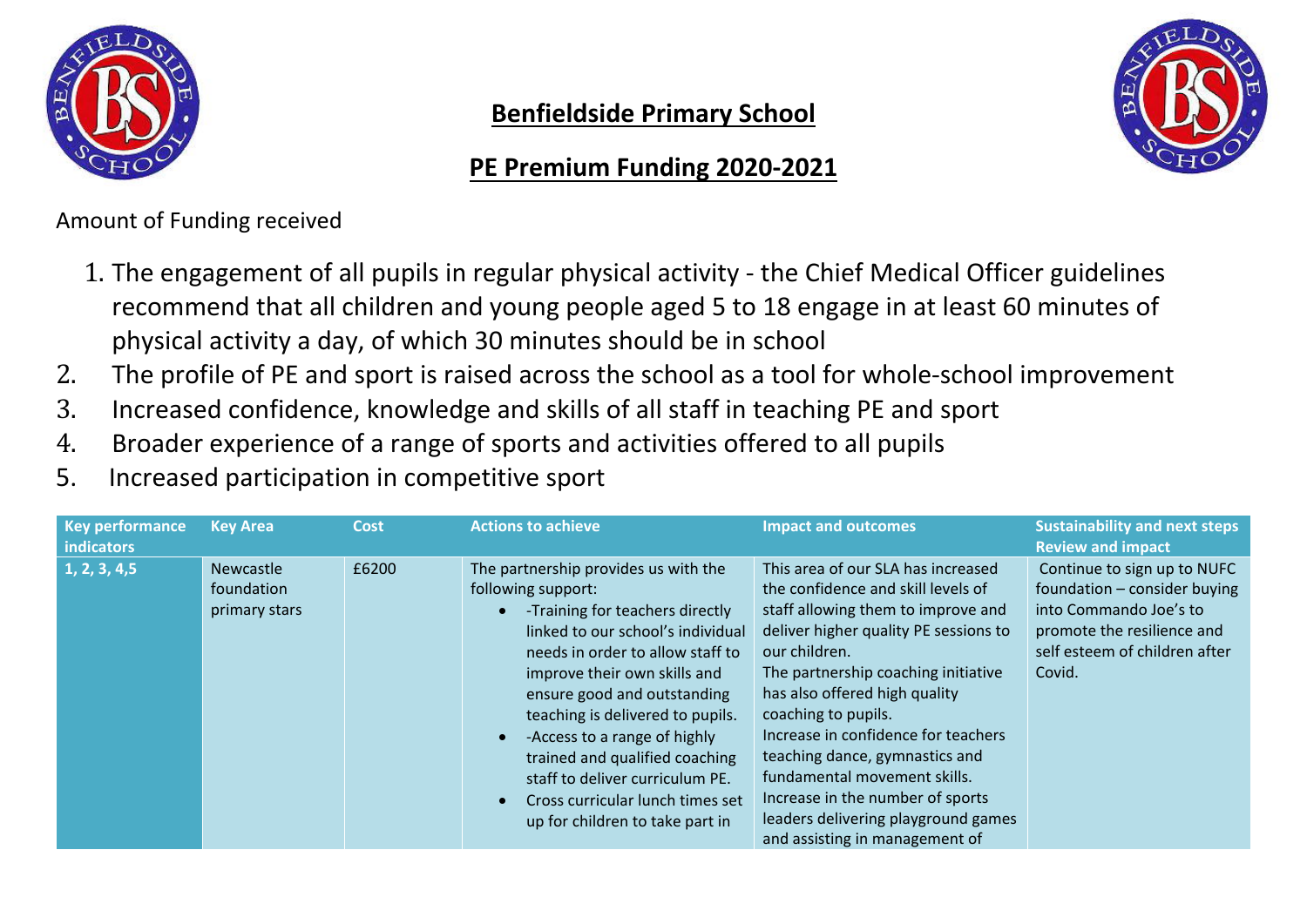# Benfieldside Primary School

## PE Premium Funding 2020-2021

Amount of Funding received

1. The engagement of all pupils in regular physical activity - the Chief Medical Officer guidelines recommend that all children and young people aged 5 to 18 engage in at least 60 minutes of physical activity a day, of which 30 minutes should be in school
2. The profile of PE and sport is raised across the school as a tool for whole-school improvement
3. Increased confidence, knowledge and skills of all staff in teaching PE and sport
4. Broader experience of a range of sports and activities offered to all pupils
5. Increased participation in competitive sport

| Key performance indicators | Key Area | Cost | Actions to achieve | Impact and outcomes | Sustainability and next steps Review and impact |
|---|---|---|---|---|---|
| 1, 2, 3, 4,5 | Newcastle foundation primary stars | £6200 | The partnership provides us with the following support:<br>• -Training for teachers directly linked to our school's individual needs in order to allow staff to improve their own skills and ensure good and outstanding teaching is delivered to pupils.<br>• -Access to a range of highly trained and qualified coaching staff to deliver curriculum PE.<br>• Cross curricular lunch times set up for children to take part in | This area of our SLA has increased the confidence and skill levels of staff allowing them to improve and deliver higher quality PE sessions to our children.<br>The partnership coaching initiative has also offered high quality coaching to pupils.<br>Increase in confidence for teachers teaching dance, gymnastics and fundamental movement skills.<br>Increase in the number of sports leaders delivering playground games and assisting in management of | Continue to sign up to NUFC foundation – consider buying into Commando Joe's to promote the resilience and self esteem of children after Covid. |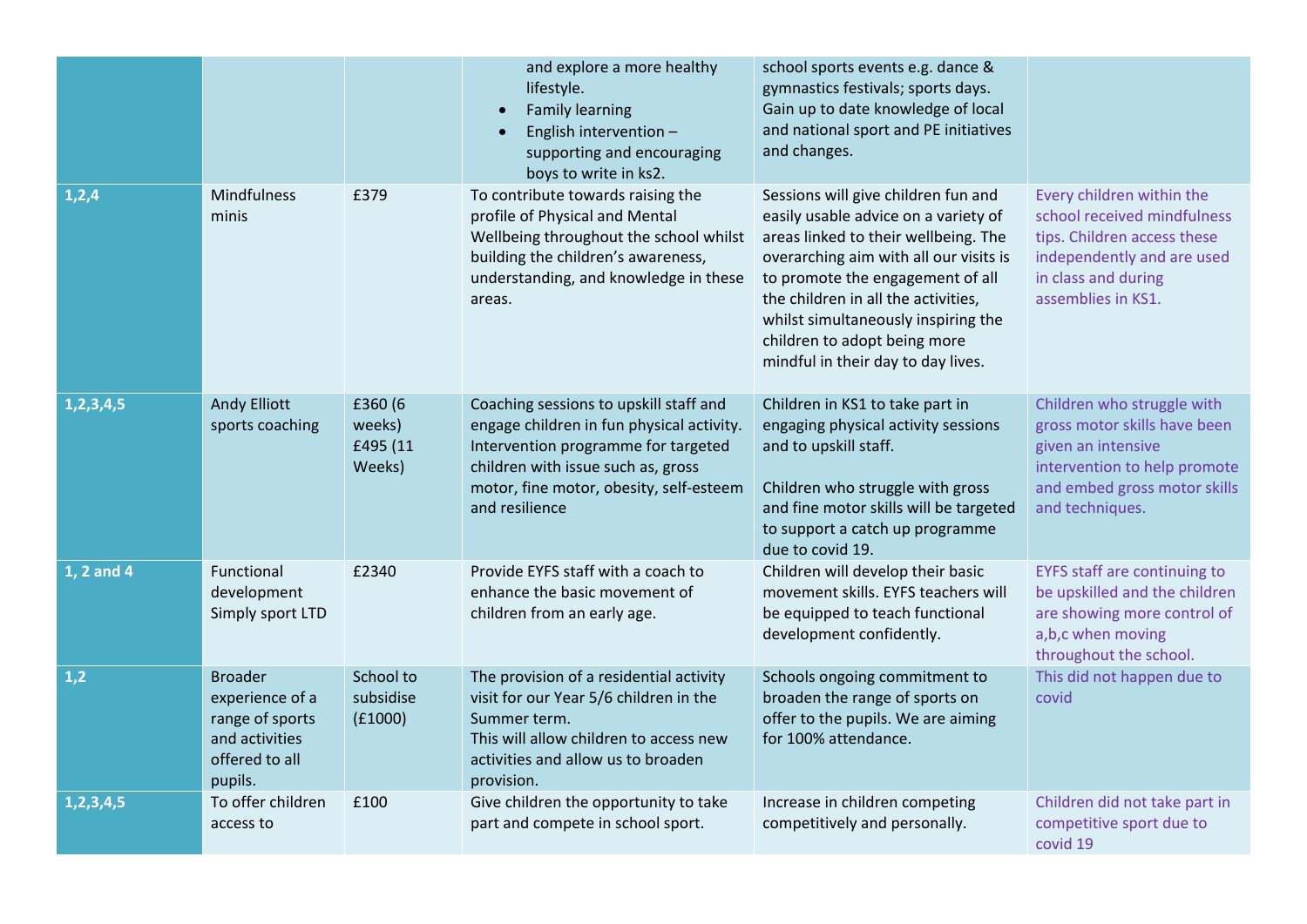| | | | | | |
|---|---|---|---|---|---|
| | | | and explore a more healthy lifestyle.<br>• Family learning<br>• English intervention – supporting and encouraging boys to write in ks2. | school sports events e.g. dance & gymnastics festivals; sports days. Gain up to date knowledge of local and national sport and PE initiatives and changes. | |
| **1,2,4** | Mindfulness minis | £379 | To contribute towards raising the profile of Physical and Mental Wellbeing throughout the school whilst building the children's awareness, understanding, and knowledge in these areas. | Sessions will give children fun and easily usable advice on a variety of areas linked to their wellbeing. The overarching aim with all our visits is to promote the engagement of all the children in all the activities, whilst simultaneously inspiring the children to adopt being more mindful in their day to day lives. | Every children within the school received mindfulness tips. Children access these independently and are used in class and during assemblies in KS1. |
| **1,2,3,4,5** | Andy Elliott sports coaching | £360 (6 weeks) £495 (11 Weeks) | Coaching sessions to upskill staff and engage children in fun physical activity. Intervention programme for targeted children with issue such as, gross motor, fine motor, obesity, self-esteem and resilience | Children in KS1 to take part in engaging physical activity sessions and to upskill staff.<br><br>Children who struggle with gross and fine motor skills will be targeted to support a catch up programme due to covid 19. | Children who struggle with gross motor skills have been given an intensive intervention to help promote and embed gross motor skills and techniques. |
| **1, 2 and 4** | Functional development Simply sport LTD | £2340 | Provide EYFS staff with a coach to enhance the basic movement of children from an early age. | Children will develop their basic movement skills. EYFS teachers will be equipped to teach functional development confidently. | EYFS staff are continuing to be upskilled and the children are showing more control of a,b,c when moving throughout the school. |
| **1,2** | Broader experience of a range of sports and activities offered to all pupils. | School to subsidise (£1000) | The provision of a residential activity visit for our Year 5/6 children in the Summer term.<br>This will allow children to access new activities and allow us to broaden provision. | Schools ongoing commitment to broaden the range of sports on offer to the pupils. We are aiming for 100% attendance. | This did not happen due to covid |
| **1,2,3,4,5** | To offer children access to | £100 | Give children the opportunity to take part and compete in school sport. | Increase in children competing competitively and personally. | Children did not take part in competitive sport due to covid 19 |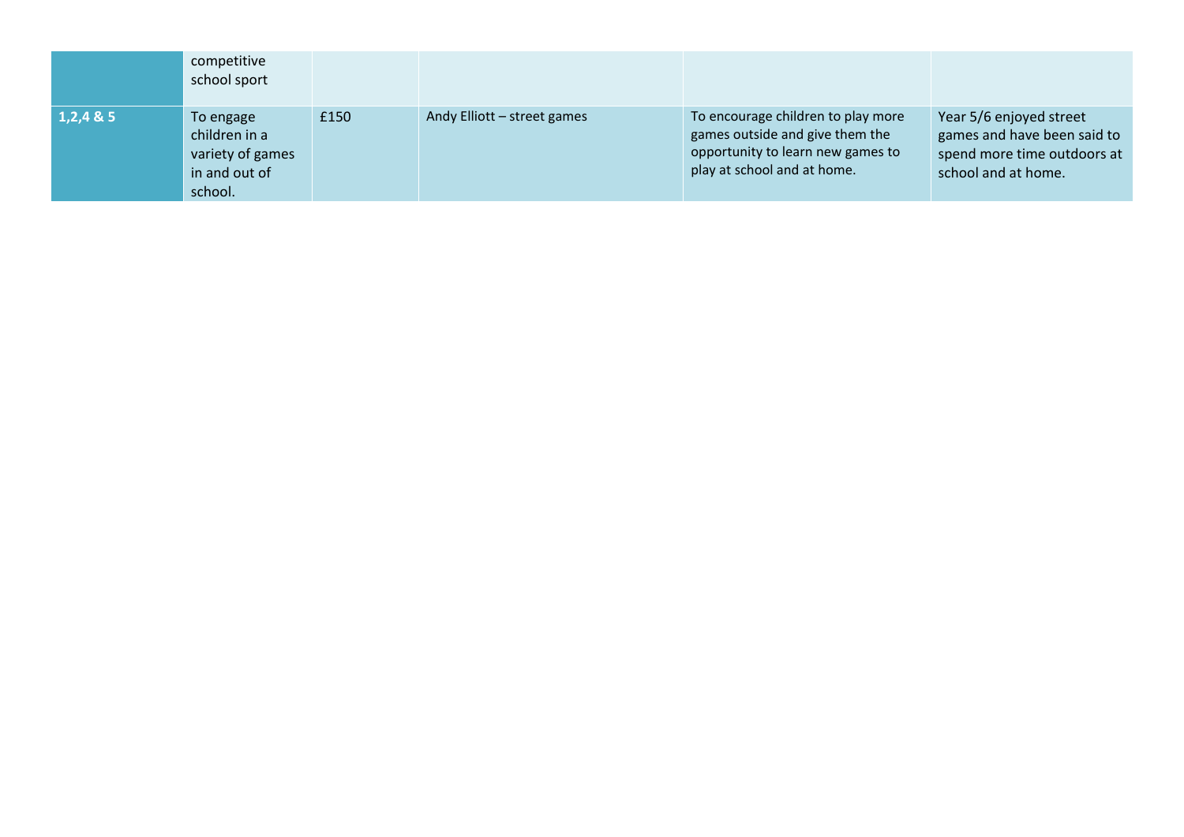| | | | | | |
|---|---|---|---|---|---|
| | competitive school sport | | | | |
| **1,2,4 & 5** | To engage children in a variety of games in and out of school. | £150 | Andy Elliott – street games | To encourage children to play more games outside and give them the opportunity to learn new games to play at school and at home. | Year 5/6 enjoyed street games and have been said to spend more time outdoors at school and at home. |